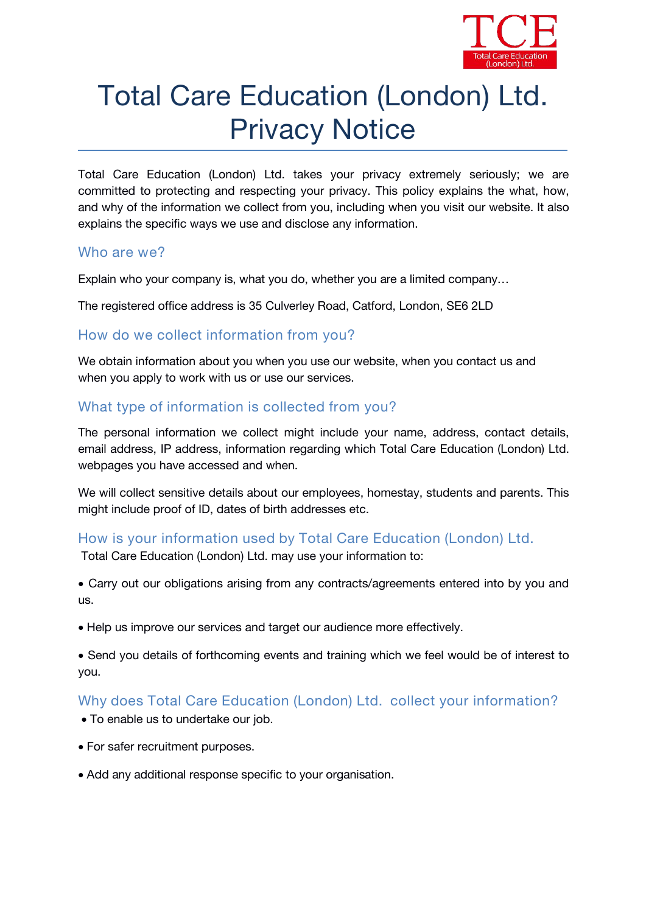# Total Care Education (London) Ltd. Privacy Notice

Total Care Education (London) Ltd. takes your privacy extremely seriously; we are committed to protecting and respecting your privacy. This policy explains the what, how, and why of the information we collect from you, including when you visit our website. It also explains the specific ways we use and disclose any information.

## Who are we?

Explain who your company is, what you do, whether you are a limited company…

The registered office address is 35 Culverley Road, Catford, London, SE6 2LD

## How do we collect information from you?

We obtain information about you when you use our website, when you contact us and when you apply to work with us or use our services.

## What type of information is collected from you?

The personal information we collect might include your name, address, contact details, email address, IP address, information regarding which Total Care Education (London) Ltd. webpages you have accessed and when.

We will collect sensitive details about our employees, homestay, students and parents. This might include proof of ID, dates of birth addresses etc.

## How is your information used by Total Care Education (London) Ltd.

Total Care Education (London) Ltd. may use your information to:

- Carry out our obligations arising from any contracts/agreements entered into by you and us.
- Help us improve our services and target our audience more effectively.
- Send you details of forthcoming events and training which we feel would be of interest to you.

## Why does Total Care Education (London) Ltd. collect your information?

- To enable us to undertake our job.
- For safer recruitment purposes.
- Add any additional response specific to your organisation.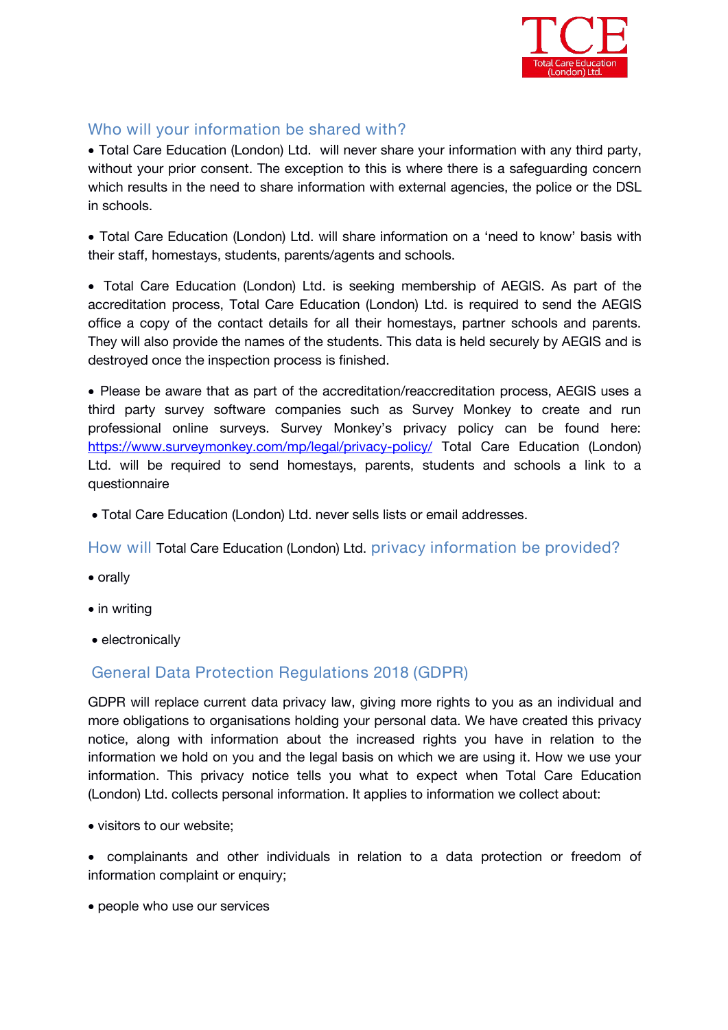## Who will your information be shared with?

• Total Care Education (London) Ltd. will never share your information with any third party, without your prior consent. The exception to this is where there is a safeguarding concern which results in the need to share information with external agencies, the police or the DSL in schools.

• Total Care Education (London) Ltd. will share information on a 'need to know' basis with their staff, homestays, students, parents/agents and schools.

• Total Care Education (London) Ltd. is seeking membership of AEGIS. As part of the accreditation process, Total Care Education (London) Ltd. is required to send the AEGIS office a copy of the contact details for all their homestays, partner schools and parents. They will also provide the names of the students. This data is held securely by AEGIS and is destroyed once the inspection process is finished.

• Please be aware that as part of the accreditation/reaccreditation process, AEGIS uses a third party survey software companies such as Survey Monkey to create and run professional online surveys. Survey Monkey's privacy policy can be found here: https://www.surveymonkey.com/mp/legal/privacy-policy/ Total Care Education (London) Ltd. will be required to send homestays, parents, students and schools a link to a questionnaire

• Total Care Education (London) Ltd. never sells lists or email addresses.

## How will Total Care Education (London) Ltd. privacy information be provided?

• orally

• in writing

• electronically

## General Data Protection Regulations 2018 (GDPR)

GDPR will replace current data privacy law, giving more rights to you as an individual and more obligations to organisations holding your personal data. We have created this privacy notice, along with information about the increased rights you have in relation to the information we hold on you and the legal basis on which we are using it. How we use your information. This privacy notice tells you what to expect when Total Care Education (London) Ltd. collects personal information. It applies to information we collect about:

• visitors to our website;

• complainants and other individuals in relation to a data protection or freedom of information complaint or enquiry;

• people who use our services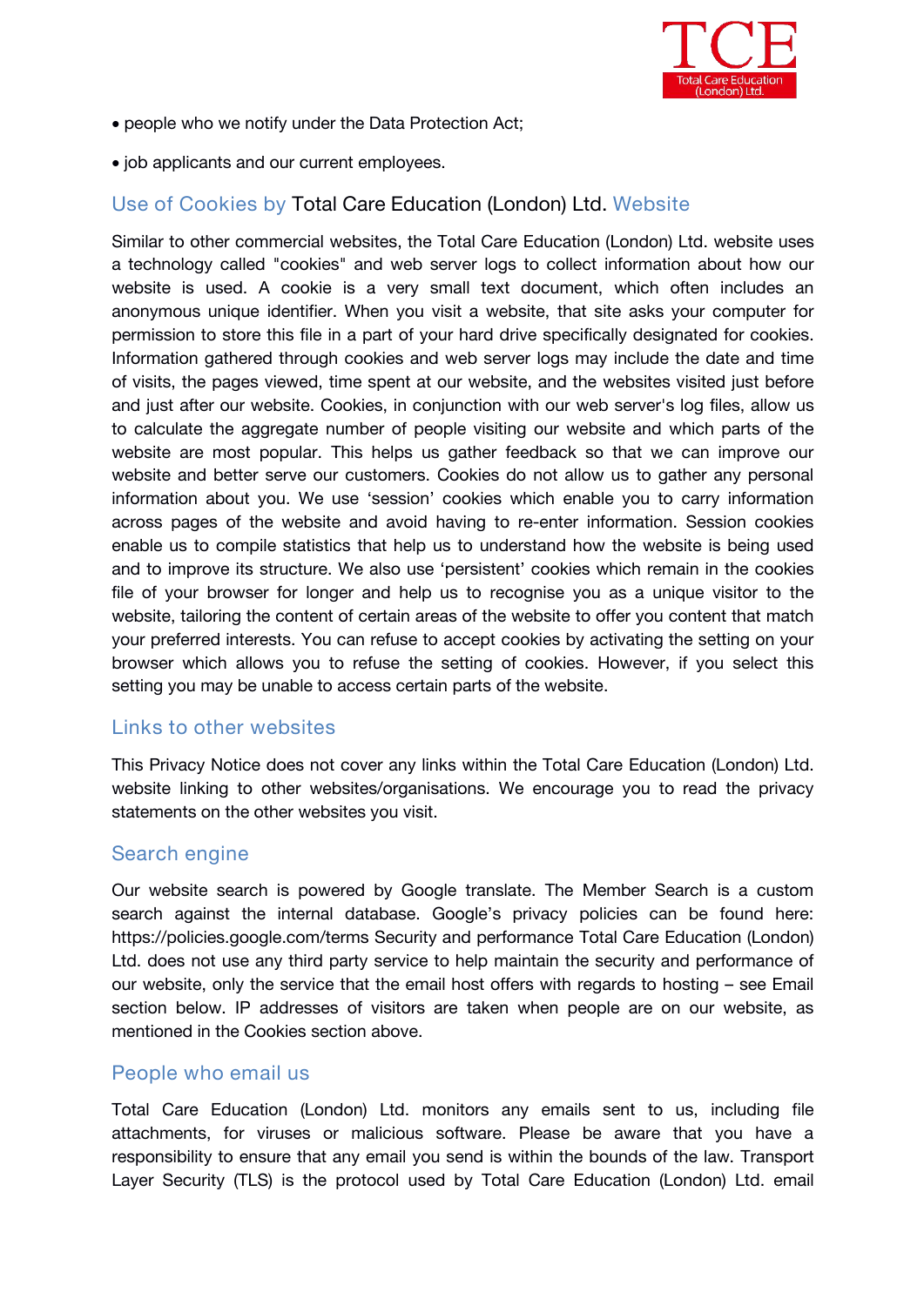- people who we notify under the Data Protection Act;
- job applicants and our current employees.

## Use of Cookies by Total Care Education (London) Ltd. Website

Similar to other commercial websites, the Total Care Education (London) Ltd. website uses a technology called "cookies" and web server logs to collect information about how our website is used. A cookie is a very small text document, which often includes an anonymous unique identifier. When you visit a website, that site asks your computer for permission to store this file in a part of your hard drive specifically designated for cookies. Information gathered through cookies and web server logs may include the date and time of visits, the pages viewed, time spent at our website, and the websites visited just before and just after our website. Cookies, in conjunction with our web server's log files, allow us to calculate the aggregate number of people visiting our website and which parts of the website are most popular. This helps us gather feedback so that we can improve our website and better serve our customers. Cookies do not allow us to gather any personal information about you. We use 'session' cookies which enable you to carry information across pages of the website and avoid having to re-enter information. Session cookies enable us to compile statistics that help us to understand how the website is being used and to improve its structure. We also use 'persistent' cookies which remain in the cookies file of your browser for longer and help us to recognise you as a unique visitor to the website, tailoring the content of certain areas of the website to offer you content that match your preferred interests. You can refuse to accept cookies by activating the setting on your browser which allows you to refuse the setting of cookies. However, if you select this setting you may be unable to access certain parts of the website.

## Links to other websites

This Privacy Notice does not cover any links within the Total Care Education (London) Ltd. website linking to other websites/organisations. We encourage you to read the privacy statements on the other websites you visit.

## Search engine

Our website search is powered by Google translate. The Member Search is a custom search against the internal database. Google's privacy policies can be found here: https://policies.google.com/terms Security and performance Total Care Education (London) Ltd. does not use any third party service to help maintain the security and performance of our website, only the service that the email host offers with regards to hosting – see Email section below. IP addresses of visitors are taken when people are on our website, as mentioned in the Cookies section above.

## People who email us

Total Care Education (London) Ltd. monitors any emails sent to us, including file attachments, for viruses or malicious software. Please be aware that you have a responsibility to ensure that any email you send is within the bounds of the law. Transport Layer Security (TLS) is the protocol used by Total Care Education (London) Ltd. email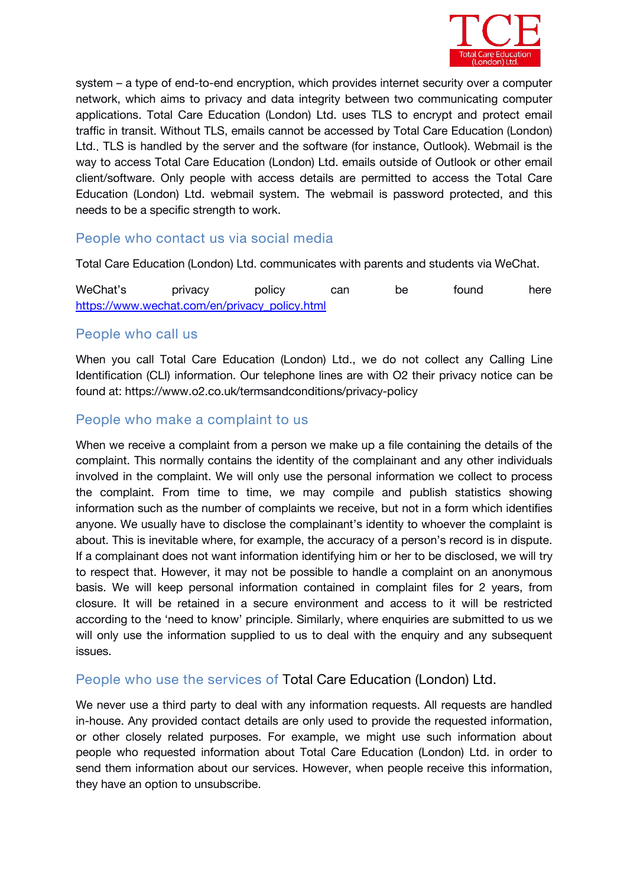system – a type of end-to-end encryption, which provides internet security over a computer network, which aims to privacy and data integrity between two communicating computer applications. Total Care Education (London) Ltd. uses TLS to encrypt and protect email traffic in transit. Without TLS, emails cannot be accessed by Total Care Education (London) Ltd.. TLS is handled by the server and the software (for instance, Outlook). Webmail is the way to access Total Care Education (London) Ltd. emails outside of Outlook or other email client/software. Only people with access details are permitted to access the Total Care Education (London) Ltd. webmail system. The webmail is password protected, and this needs to be a specific strength to work.

## People who contact us via social media

Total Care Education (London) Ltd. communicates with parents and students via WeChat.

WeChat's privacy policy can be found here [https://www.wechat.com/en/privacy_policy.html](https://www.wechat.com/en/privacy_policy.html)

## People who call us

When you call Total Care Education (London) Ltd., we do not collect any Calling Line Identification (CLI) information. Our telephone lines are with O2 their privacy notice can be found at: https://www.o2.co.uk/termsandconditions/privacy-policy

## People who make a complaint to us

When we receive a complaint from a person we make up a file containing the details of the complaint. This normally contains the identity of the complainant and any other individuals involved in the complaint. We will only use the personal information we collect to process the complaint. From time to time, we may compile and publish statistics showing information such as the number of complaints we receive, but not in a form which identifies anyone. We usually have to disclose the complainant's identity to whoever the complaint is about. This is inevitable where, for example, the accuracy of a person's record is in dispute. If a complainant does not want information identifying him or her to be disclosed, we will try to respect that. However, it may not be possible to handle a complaint on an anonymous basis. We will keep personal information contained in complaint files for 2 years, from closure. It will be retained in a secure environment and access to it will be restricted according to the 'need to know' principle. Similarly, where enquiries are submitted to us we will only use the information supplied to us to deal with the enquiry and any subsequent issues.

## People who use the services of Total Care Education (London) Ltd.

We never use a third party to deal with any information requests. All requests are handled in-house. Any provided contact details are only used to provide the requested information, or other closely related purposes. For example, we might use such information about people who requested information about Total Care Education (London) Ltd. in order to send them information about our services. However, when people receive this information, they have an option to unsubscribe.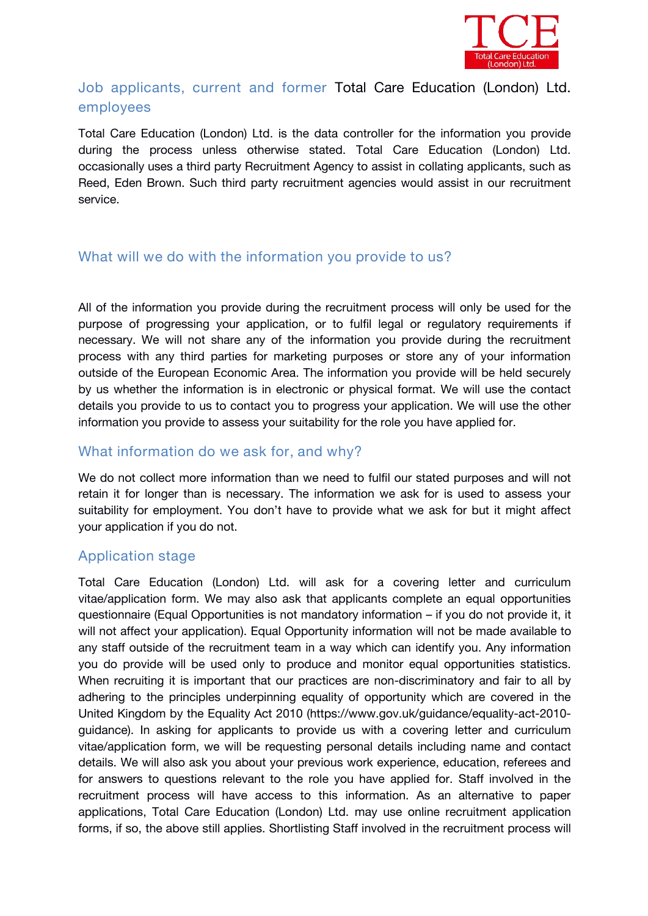## Job applicants, current and former Total Care Education (London) Ltd. employees

Total Care Education (London) Ltd. is the data controller for the information you provide during the process unless otherwise stated. Total Care Education (London) Ltd. occasionally uses a third party Recruitment Agency to assist in collating applicants, such as Reed, Eden Brown. Such third party recruitment agencies would assist in our recruitment service.

### What will we do with the information you provide to us?

All of the information you provide during the recruitment process will only be used for the purpose of progressing your application, or to fulfil legal or regulatory requirements if necessary. We will not share any of the information you provide during the recruitment process with any third parties for marketing purposes or store any of your information outside of the European Economic Area. The information you provide will be held securely by us whether the information is in electronic or physical format. We will use the contact details you provide to us to contact you to progress your application. We will use the other information you provide to assess your suitability for the role you have applied for.

### What information do we ask for, and why?

We do not collect more information than we need to fulfil our stated purposes and will not retain it for longer than is necessary. The information we ask for is used to assess your suitability for employment. You don't have to provide what we ask for but it might affect your application if you do not.

### Application stage

Total Care Education (London) Ltd. will ask for a covering letter and curriculum vitae/application form. We may also ask that applicants complete an equal opportunities questionnaire (Equal Opportunities is not mandatory information – if you do not provide it, it will not affect your application). Equal Opportunity information will not be made available to any staff outside of the recruitment team in a way which can identify you. Any information you do provide will be used only to produce and monitor equal opportunities statistics. When recruiting it is important that our practices are non-discriminatory and fair to all by adhering to the principles underpinning equality of opportunity which are covered in the United Kingdom by the Equality Act 2010 (https://www.gov.uk/guidance/equality-act-2010-guidance). In asking for applicants to provide us with a covering letter and curriculum vitae/application form, we will be requesting personal details including name and contact details. We will also ask you about your previous work experience, education, referees and for answers to questions relevant to the role you have applied for. Staff involved in the recruitment process will have access to this information. As an alternative to paper applications, Total Care Education (London) Ltd. may use online recruitment application forms, if so, the above still applies. Shortlisting Staff involved in the recruitment process will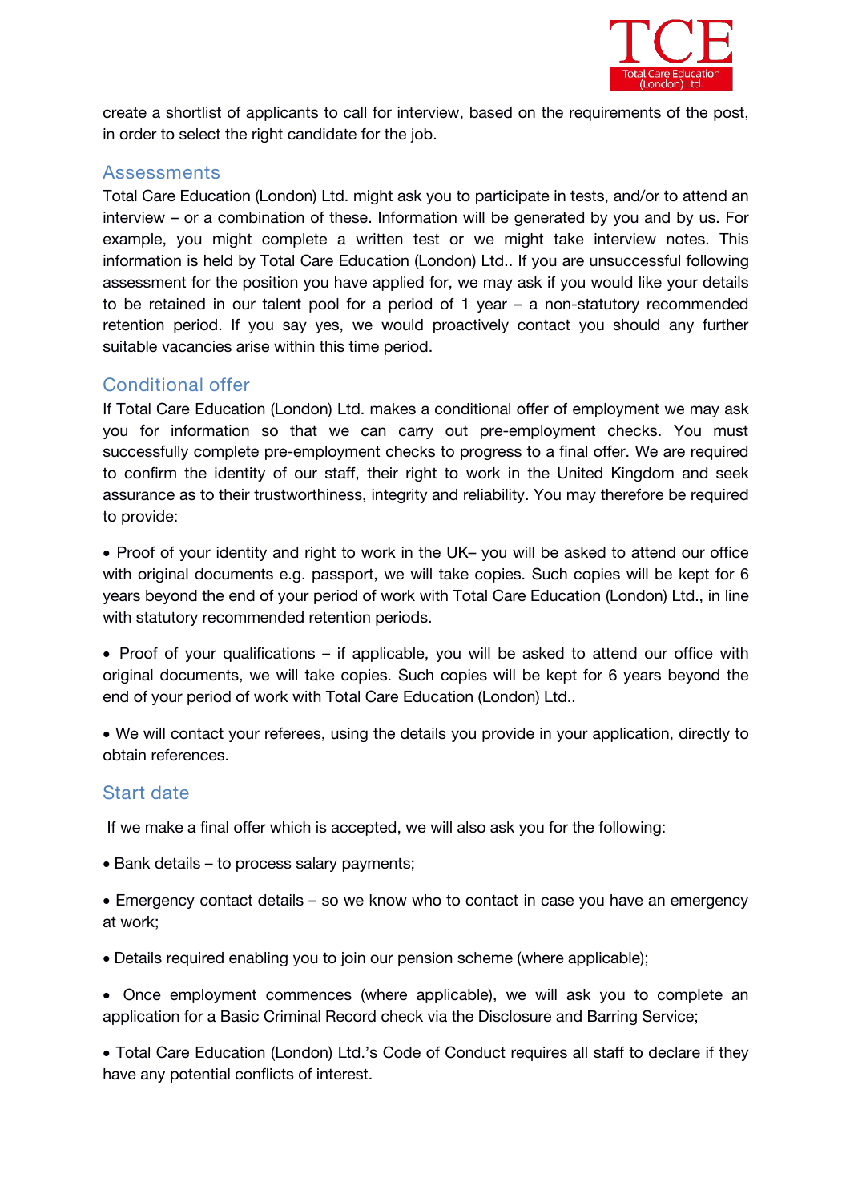create a shortlist of applicants to call for interview, based on the requirements of the post, in order to select the right candidate for the job.

## Assessments

Total Care Education (London) Ltd. might ask you to participate in tests, and/or to attend an interview – or a combination of these. Information will be generated by you and by us. For example, you might complete a written test or we might take interview notes. This information is held by Total Care Education (London) Ltd.. If you are unsuccessful following assessment for the position you have applied for, we may ask if you would like your details to be retained in our talent pool for a period of 1 year – a non-statutory recommended retention period. If you say yes, we would proactively contact you should any further suitable vacancies arise within this time period.

## Conditional offer

If Total Care Education (London) Ltd. makes a conditional offer of employment we may ask you for information so that we can carry out pre-employment checks. You must successfully complete pre-employment checks to progress to a final offer. We are required to confirm the identity of our staff, their right to work in the United Kingdom and seek assurance as to their trustworthiness, integrity and reliability. You may therefore be required to provide:

- Proof of your identity and right to work in the UK– you will be asked to attend our office with original documents e.g. passport, we will take copies. Such copies will be kept for 6 years beyond the end of your period of work with Total Care Education (London) Ltd., in line with statutory recommended retention periods.

- Proof of your qualifications – if applicable, you will be asked to attend our office with original documents, we will take copies. Such copies will be kept for 6 years beyond the end of your period of work with Total Care Education (London) Ltd..

- We will contact your referees, using the details you provide in your application, directly to obtain references.

## Start date

If we make a final offer which is accepted, we will also ask you for the following:

- Bank details – to process salary payments;

- Emergency contact details – so we know who to contact in case you have an emergency at work;

- Details required enabling you to join our pension scheme (where applicable);

- Once employment commences (where applicable), we will ask you to complete an application for a Basic Criminal Record check via the Disclosure and Barring Service;

- Total Care Education (London) Ltd.'s Code of Conduct requires all staff to declare if they have any potential conflicts of interest.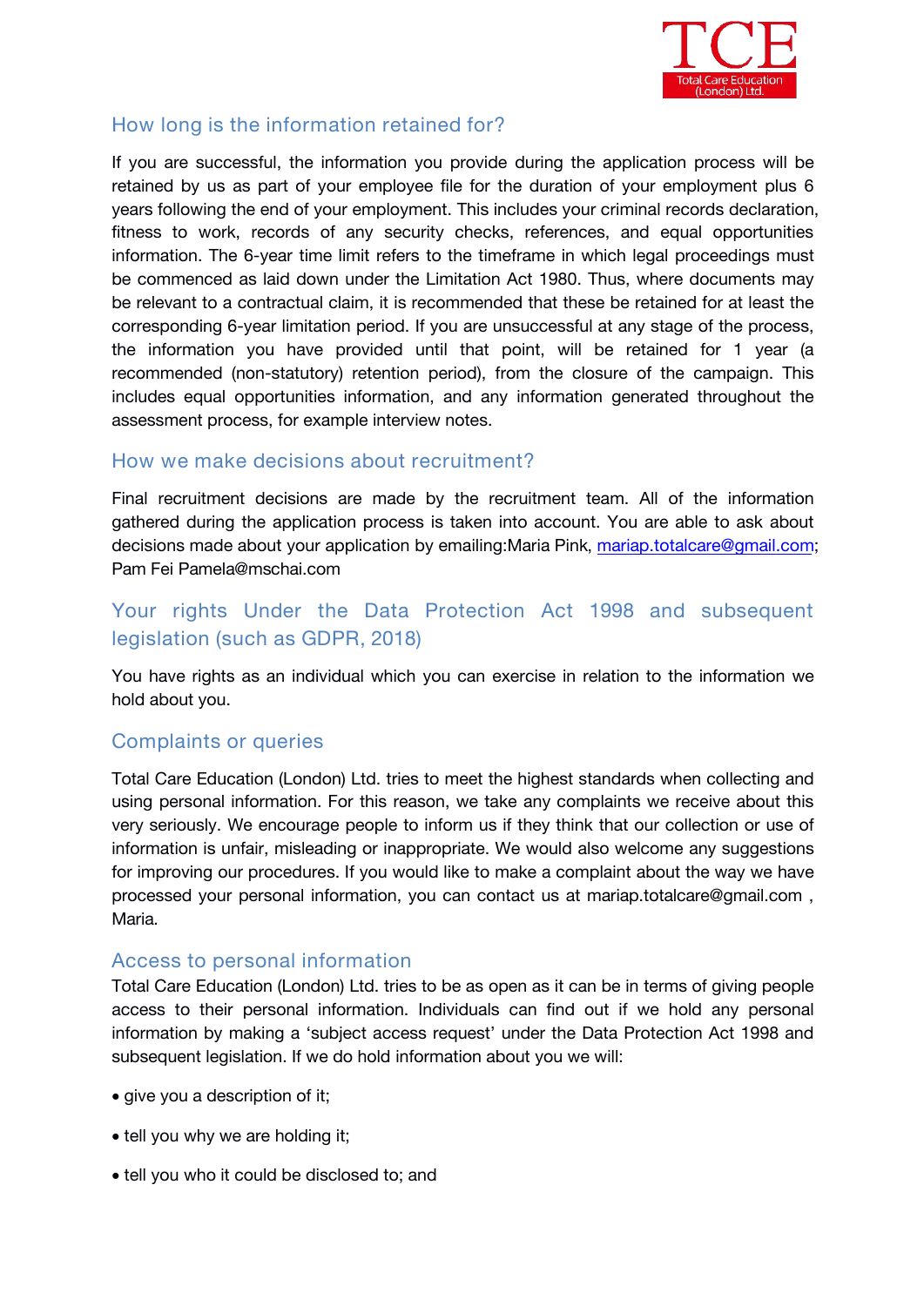## How long is the information retained for?

If you are successful, the information you provide during the application process will be retained by us as part of your employee file for the duration of your employment plus 6 years following the end of your employment. This includes your criminal records declaration, fitness to work, records of any security checks, references, and equal opportunities information. The 6-year time limit refers to the timeframe in which legal proceedings must be commenced as laid down under the Limitation Act 1980. Thus, where documents may be relevant to a contractual claim, it is recommended that these be retained for at least the corresponding 6-year limitation period. If you are unsuccessful at any stage of the process, the information you have provided until that point, will be retained for 1 year (a recommended (non-statutory) retention period), from the closure of the campaign. This includes equal opportunities information, and any information generated throughout the assessment process, for example interview notes.

## How we make decisions about recruitment?

Final recruitment decisions are made by the recruitment team. All of the information gathered during the application process is taken into account. You are able to ask about decisions made about your application by emailing:Maria Pink, mariap.totalcare@gmail.com; Pam Fei Pamela@mschai.com

## Your rights Under the Data Protection Act 1998 and subsequent legislation (such as GDPR, 2018)

You have rights as an individual which you can exercise in relation to the information we hold about you.

## Complaints or queries

Total Care Education (London) Ltd. tries to meet the highest standards when collecting and using personal information. For this reason, we take any complaints we receive about this very seriously. We encourage people to inform us if they think that our collection or use of information is unfair, misleading or inappropriate. We would also welcome any suggestions for improving our procedures. If you would like to make a complaint about the way we have processed your personal information, you can contact us at mariap.totalcare@gmail.com , Maria.

## Access to personal information

Total Care Education (London) Ltd. tries to be as open as it can be in terms of giving people access to their personal information. Individuals can find out if we hold any personal information by making a 'subject access request' under the Data Protection Act 1998 and subsequent legislation. If we do hold information about you we will:

- give you a description of it;
- tell you why we are holding it;
- tell you who it could be disclosed to; and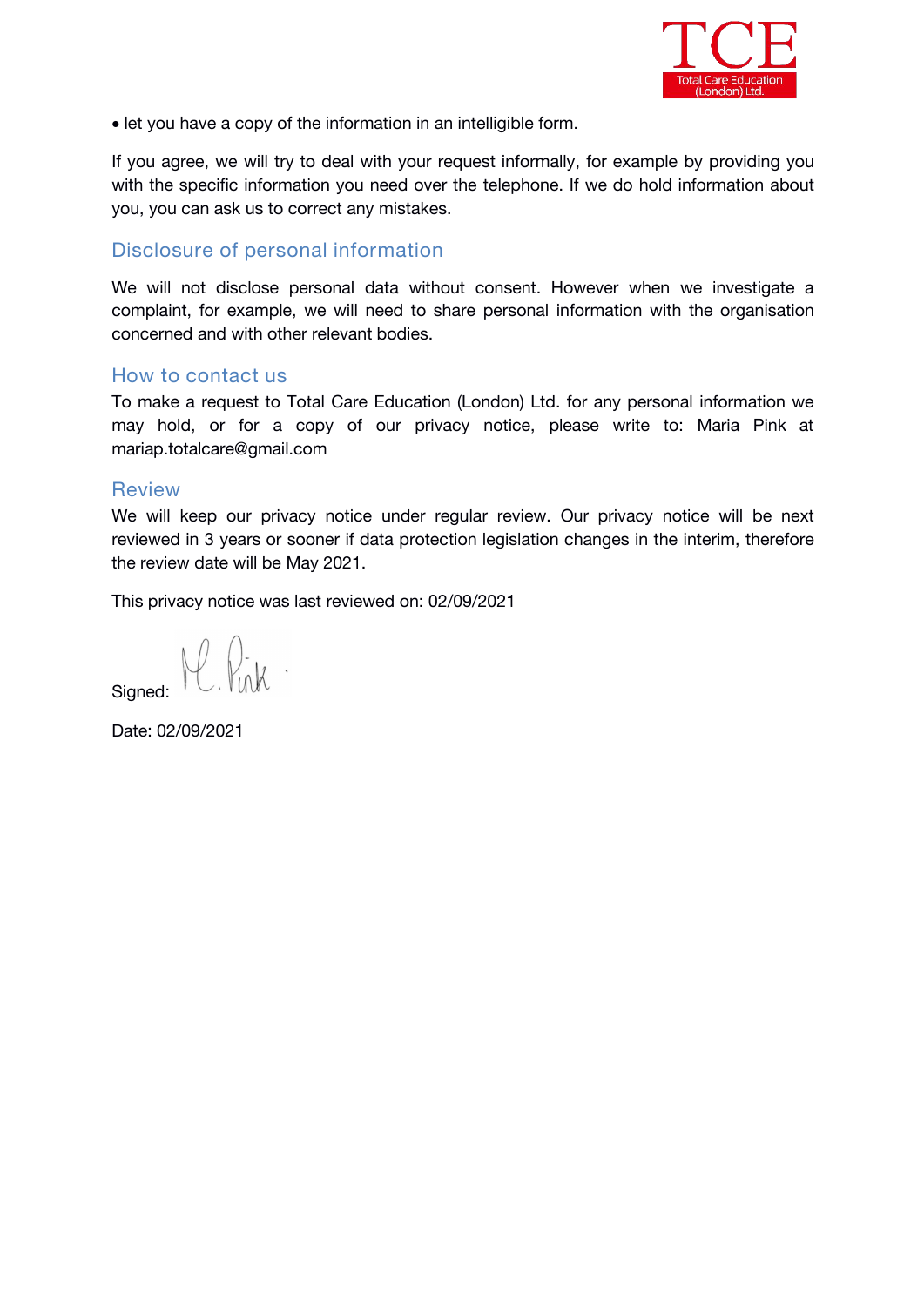- let you have a copy of the information in an intelligible form.

If you agree, we will try to deal with your request informally, for example by providing you with the specific information you need over the telephone. If we do hold information about you, you can ask us to correct any mistakes.

## Disclosure of personal information

We will not disclose personal data without consent. However when we investigate a complaint, for example, we will need to share personal information with the organisation concerned and with other relevant bodies.

## How to contact us

To make a request to Total Care Education (London) Ltd. for any personal information we may hold, or for a copy of our privacy notice, please write to: Maria Pink at mariap.totalcare@gmail.com

## Review

We will keep our privacy notice under regular review. Our privacy notice will be next reviewed in 3 years or sooner if data protection legislation changes in the interim, therefore the review date will be May 2021.

This privacy notice was last reviewed on: 02/09/2021

Signed: M. Pink

Date: 02/09/2021